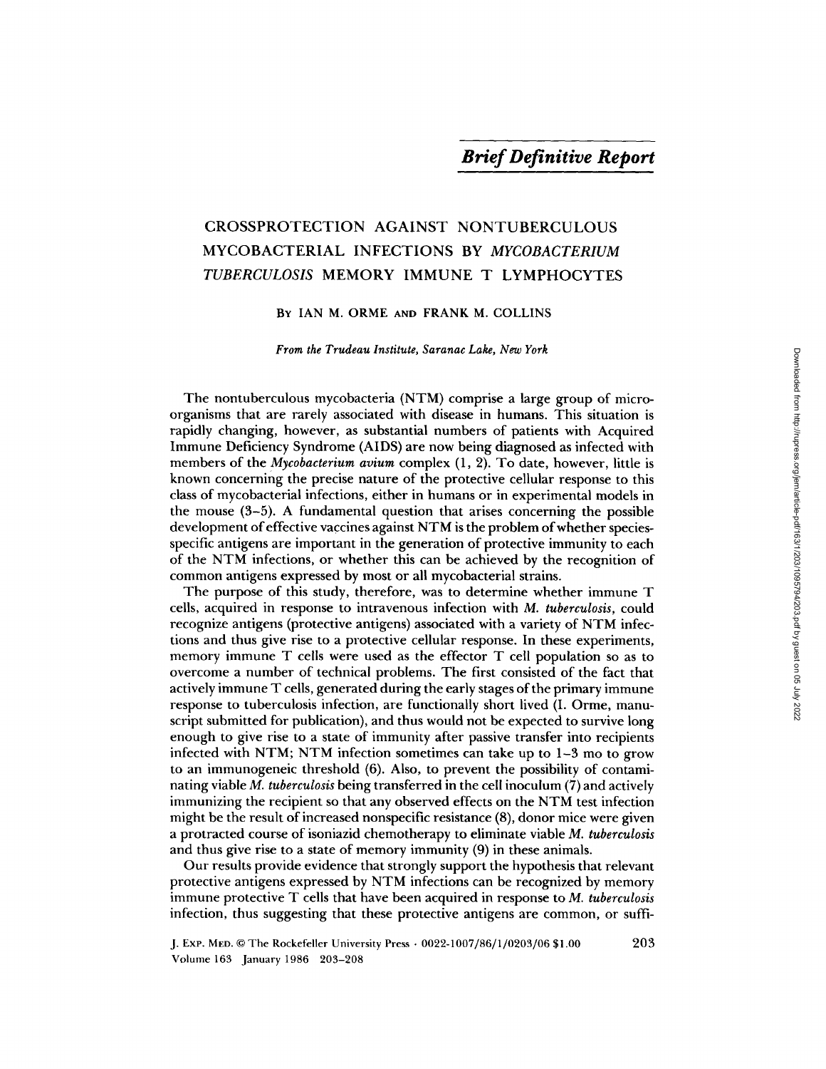*Brief Definitive Report*

# CROSSPROTECTION AGAINST NONTUBERCULOUS MYCOBACTERIAL INFECTIONS BY *MYCOBACTERIUM TUBERCULOSIS* MEMORY IMMUNE T LYMPHOCYTES

BY IAN M. ORME AND FRANK M. COLLINS

*From the Trudeau Institute, Saranac Lake, New York*

The nontuberculous mycobacteria (NTM) comprise a large group of microorganisms that are rarely associated with disease in humans. This situation is rapidly changing, however, as substantial numbers of patients with Acquired Immune Deficiency Syndrome (AIDS) are now being diagnosed as infected with members of the *Mycobacterium avium* complex (1, 2). To date, however, little is known concerning the precise nature of the protective cellular response to this class of mycobacterial infections, either in humans or in experimental models in the mouse (3–5). A fundamental question that arises concerning the possible development of effective vaccines against NTM is the problem of whether species-specific antigens are important in the generation of protective immunity to each of the NTM infections, or whether this can be achieved by the recognition of common antigens expressed by most or all mycobacterial strains.

The purpose of this study, therefore, was to determine whether immune T cells, acquired in response to intravenous infection with *M. tuberculosis*, could recognize antigens (protective antigens) associated with a variety of NTM infections and thus give rise to a protective cellular response. In these experiments, memory immune T cells were used as the effector T cell population so as to overcome a number of technical problems. The first consisted of the fact that actively immune T cells, generated during the early stages of the primary immune response to tuberculosis infection, are functionally short lived (I. Orme, manuscript submitted for publication), and thus would not be expected to survive long enough to give rise to a state of immunity after passive transfer into recipients infected with NTM; NTM infection sometimes can take up to 1–3 mo to grow to an immunogeneic threshold (6). Also, to prevent the possibility of contaminating viable *M. tuberculosis* being transferred in the cell inoculum (7) and actively immunizing the recipient so that any observed effects on the NTM test infection might be the result of increased nonspecific resistance (8), donor mice were given a protracted course of isoniazid chemotherapy to eliminate viable *M. tuberculosis* and thus give rise to a state of memory immunity (9) in these animals.

Our results provide evidence that strongly support the hypothesis that relevant protective antigens expressed by NTM infections can be recognized by memory immune protective T cells that have been acquired in response to *M. tuberculosis* infection, thus suggesting that these protective antigens are common, or suffi-

J. EXP. MED. © The Rockefeller University Press · 0022-1007/86/1/0203/06 $1.00
Volume 163 January 1986 203–208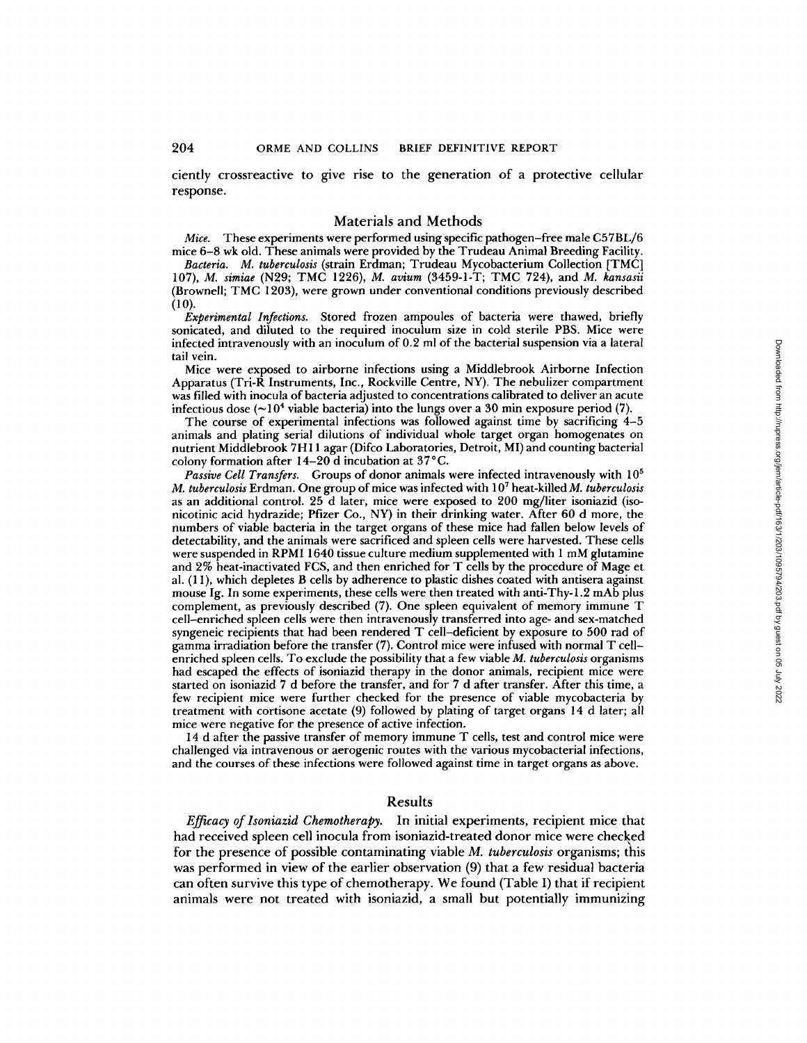ciently crossreactive to give rise to the generation of a protective cellular response.

## Materials and Methods

*Mice.* These experiments were performed using specific pathogen–free male C57BL/6 mice 6–8 wk old. These animals were provided by the Trudeau Animal Breeding Facility.

*Bacteria.* *M. tuberculosis* (strain Erdman; Trudeau Mycobacterium Collection [TMC] 107), *M. simiae* (N29; TMC 1226), *M. avium* (3459-1-T; TMC 724), and *M. kansasii* (Brownell; TMC 1203), were grown under conventional conditions previously described (10).

*Experimental Infections.* Stored frozen ampoules of bacteria were thawed, briefly sonicated, and diluted to the required inoculum size in cold sterile PBS. Mice were infected intravenously with an inoculum of 0.2 ml of the bacterial suspension via a lateral tail vein.

Mice were exposed to airborne infections using a Middlebrook Airborne Infection Apparatus (Tri-R Instruments, Inc., Rockville Centre, NY). The nebulizer compartment was filled with inocula of bacteria adjusted to concentrations calibrated to deliver an acute infectious dose (~$10^4$ viable bacteria) into the lungs over a 30 min exposure period (7).

The course of experimental infections was followed against time by sacrificing 4–5 animals and plating serial dilutions of individual whole target organ homogenates on nutrient Middlebrook 7H11 agar (Difco Laboratories, Detroit, MI) and counting bacterial colony formation after 14–20 d incubation at 37°C.

*Passive Cell Transfers.* Groups of donor animals were infected intravenously with $10^5$ *M. tuberculosis* Erdman. One group of mice was infected with $10^7$ heat-killed *M. tuberculosis* as an additional control. 25 d later, mice were exposed to 200 mg/liter isoniazid (isonicotinic acid hydrazide; Pfizer Co., NY) in their drinking water. After 60 d more, the numbers of viable bacteria in the target organs of these mice had fallen below levels of detectability, and the animals were sacrificed and spleen cells were harvested. These cells were suspended in RPMI 1640 tissue culture medium supplemented with 1 mM glutamine and 2% heat-inactivated FCS, and then enriched for T cells by the procedure of Mage et al. (11), which depletes B cells by adherence to plastic dishes coated with antisera against mouse Ig. In some experiments, these cells were then treated with anti-Thy-1.2 mAb plus complement, as previously described (7). One spleen equivalent of memory immune T cell–enriched spleen cells were then intravenously transferred into age- and sex-matched syngeneic recipients that had been rendered T cell–deficient by exposure to 500 rad of gamma irradiation before the transfer (7). Control mice were infused with normal T cell–enriched spleen cells. To exclude the possibility that a few viable *M. tuberculosis* organisms had escaped the effects of isoniazid therapy in the donor animals, recipient mice were started on isoniazid 7 d before the transfer, and for 7 d after transfer. After this time, a few recipient mice were further checked for the presence of viable mycobacteria by treatment with cortisone acetate (9) followed by plating of target organs 14 d later; all mice were negative for the presence of active infection.

14 d after the passive transfer of memory immune T cells, test and control mice were challenged via intravenous or aerogenic routes with the various mycobacterial infections, and the courses of these infections were followed against time in target organs as above.

## Results

*Efficacy of Isoniazid Chemotherapy.* In initial experiments, recipient mice that had received spleen cell inocula from isoniazid-treated donor mice were checked for the presence of possible contaminating viable *M. tuberculosis* organisms; this was performed in view of the earlier observation (9) that a few residual bacteria can often survive this type of chemotherapy. We found (Table I) that if recipient animals were not treated with isoniazid, a small but potentially immunizing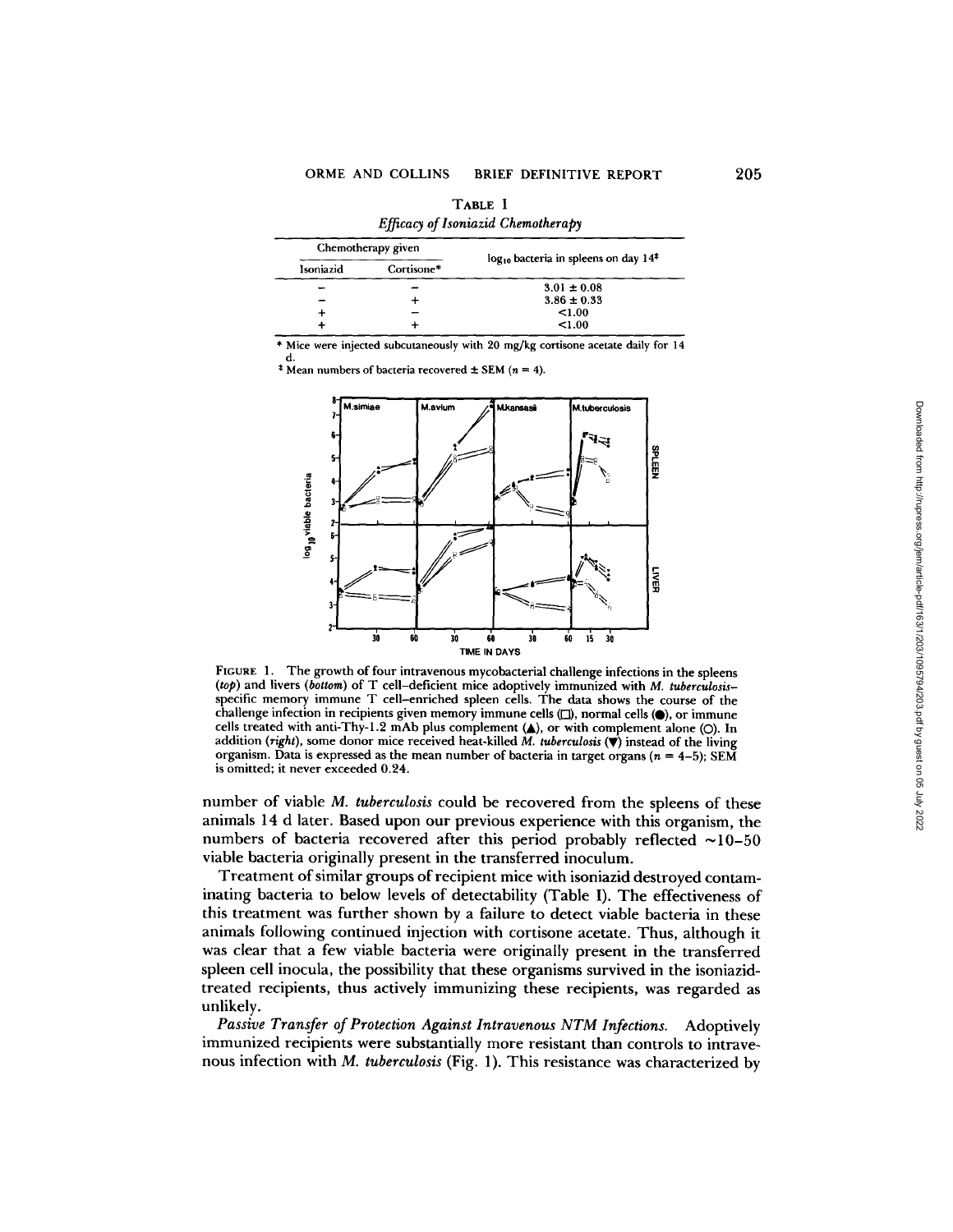TABLE I

*Efficacy of Isoniazid Chemotherapy*

| Chemotherapy given | | $\log_{10}$ bacteria in spleens on day 14[‡] |
|---|---|---|
| Isoniazid | Cortisone* | |
| − | − | 3.01 ± 0.08 |
| − | + | 3.86 ± 0.33 |
| + | − | <1.00 |
| + | + | <1.00 |

\* Mice were injected subcutaneously with 20 mg/kg cortisone acetate daily for 14 d.

‡ Mean numbers of bacteria recovered ± SEM ($n = 4$).

FIGURE 1. The growth of four intravenous mycobacterial challenge infections in the spleens (*top*) and livers (*bottom*) of T cell–deficient mice adoptively immunized with *M. tuberculosis*–specific memory immune T cell–enriched spleen cells. The data shows the course of the challenge infection in recipients given memory immune cells (□), normal cells (●), or immune cells treated with anti-Thy-1.2 mAb plus complement (▲), or with complement alone (○). In addition (*right*), some donor mice received heat-killed *M. tuberculosis* (▼) instead of the living organism. Data is expressed as the mean number of bacteria in target organs ($n = 4$–$5$); SEM is omitted; it never exceeded 0.24.

number of viable *M. tuberculosis* could be recovered from the spleens of these animals 14 d later. Based upon our previous experience with this organism, the numbers of bacteria recovered after this period probably reflected ~10–50 viable bacteria originally present in the transferred inoculum.

Treatment of similar groups of recipient mice with isoniazid destroyed contaminating bacteria to below levels of detectability (Table I). The effectiveness of this treatment was further shown by a failure to detect viable bacteria in these animals following continued injection with cortisone acetate. Thus, although it was clear that a few viable bacteria were originally present in the transferred spleen cell inocula, the possibility that these organisms survived in the isoniazid-treated recipients, thus actively immunizing these recipients, was regarded as unlikely.

*Passive Transfer of Protection Against Intravenous NTM Infections.* Adoptively immunized recipients were substantially more resistant than controls to intravenous infection with *M. tuberculosis* (Fig. 1). This resistance was characterized by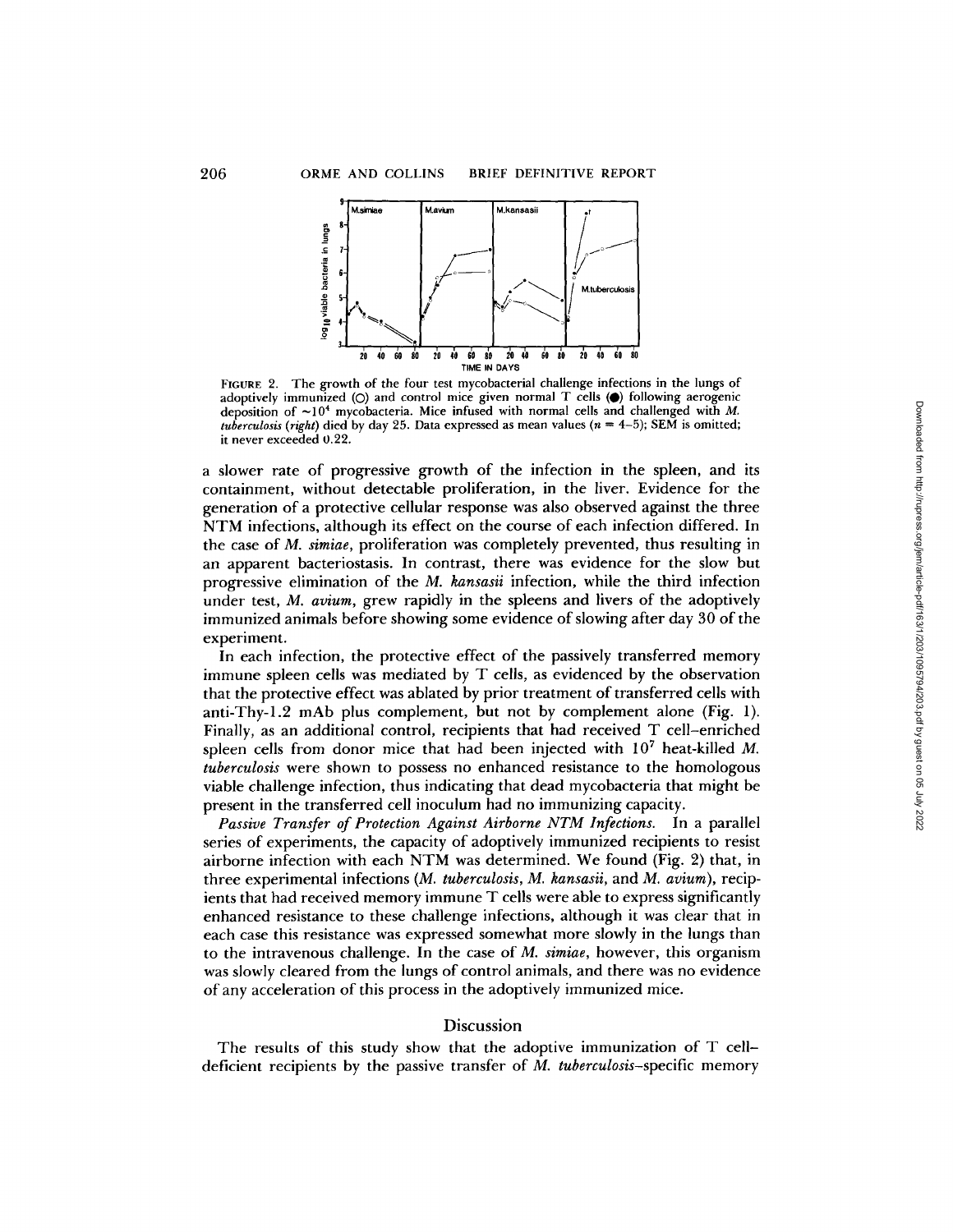FIGURE 2. The growth of the four test mycobacterial challenge infections in the lungs of adoptively immunized (○) and control mice given normal T cells (●) following aerogenic deposition of ~$10^4$ mycobacteria. Mice infused with normal cells and challenged with *M. tuberculosis* (*right*) died by day 25. Data expressed as mean values ($n$ = 4–5); SEM is omitted; it never exceeded 0.22.

a slower rate of progressive growth of the infection in the spleen, and its containment, without detectable proliferation, in the liver. Evidence for the generation of a protective cellular response was also observed against the three NTM infections, although its effect on the course of each infection differed. In the case of *M. simiae*, proliferation was completely prevented, thus resulting in an apparent bacteriostasis. In contrast, there was evidence for the slow but progressive elimination of the *M. kansasii* infection, while the third infection under test, *M. avium*, grew rapidly in the spleens and livers of the adoptively immunized animals before showing some evidence of slowing after day 30 of the experiment.

In each infection, the protective effect of the passively transferred memory immune spleen cells was mediated by T cells, as evidenced by the observation that the protective effect was ablated by prior treatment of transferred cells with anti-Thy-1.2 mAb plus complement, but not by complement alone (Fig. 1). Finally, as an additional control, recipients that had received T cell–enriched spleen cells from donor mice that had been injected with $10^7$ heat-killed *M. tuberculosis* were shown to possess no enhanced resistance to the homologous viable challenge infection, thus indicating that dead mycobacteria that might be present in the transferred cell inoculum had no immunizing capacity.

*Passive Transfer of Protection Against Airborne NTM Infections.* In a parallel series of experiments, the capacity of adoptively immunized recipients to resist airborne infection with each NTM was determined. We found (Fig. 2) that, in three experimental infections (*M. tuberculosis*, *M. kansasii*, and *M. avium*), recipients that had received memory immune T cells were able to express significantly enhanced resistance to these challenge infections, although it was clear that in each case this resistance was expressed somewhat more slowly in the lungs than to the intravenous challenge. In the case of *M. simiae*, however, this organism was slowly cleared from the lungs of control animals, and there was no evidence of any acceleration of this process in the adoptively immunized mice.

## Discussion

The results of this study show that the adoptive immunization of T cell–deficient recipients by the passive transfer of *M. tuberculosis*–specific memory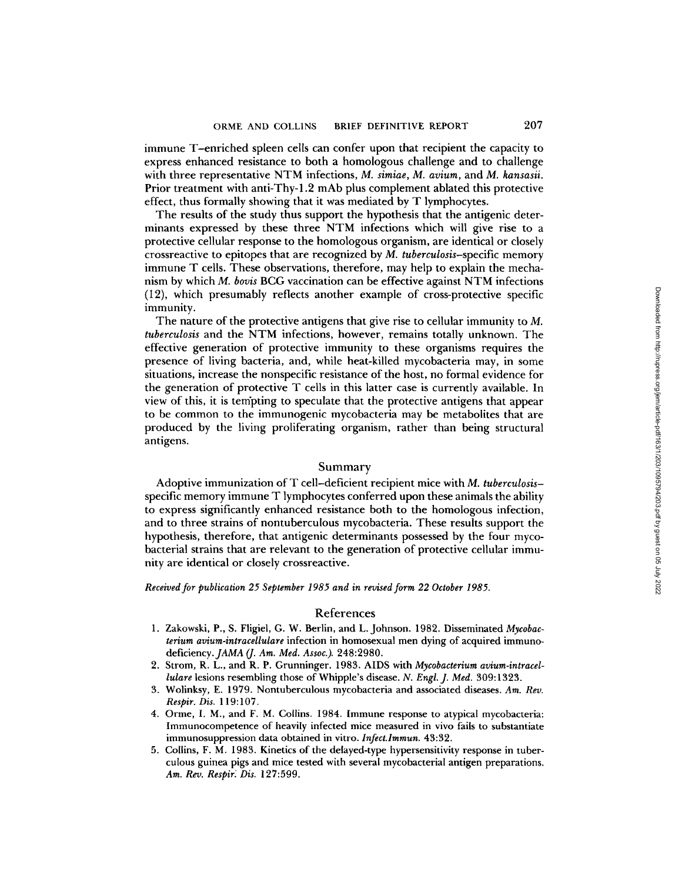immune T–enriched spleen cells can confer upon that recipient the capacity to express enhanced resistance to both a homologous challenge and to challenge with three representative NTM infections, *M. simiae*, *M. avium*, and *M. kansasii*. Prior treatment with anti-Thy-1.2 mAb plus complement ablated this protective effect, thus formally showing that it was mediated by T lymphocytes.

The results of the study thus support the hypothesis that the antigenic determinants expressed by these three NTM infections which will give rise to a protective cellular response to the homologous organism, are identical or closely crossreactive to epitopes that are recognized by *M. tuberculosis*–specific memory immune T cells. These observations, therefore, may help to explain the mechanism by which *M. bovis* BCG vaccination can be effective against NTM infections (12), which presumably reflects another example of cross-protective specific immunity.

The nature of the protective antigens that give rise to cellular immunity to *M. tuberculosis* and the NTM infections, however, remains totally unknown. The effective generation of protective immunity to these organisms requires the presence of living bacteria, and, while heat-killed mycobacteria may, in some situations, increase the nonspecific resistance of the host, no formal evidence for the generation of protective T cells in this latter case is currently available. In view of this, it is tempting to speculate that the protective antigens that appear to be common to the immunogenic mycobacteria may be metabolites that are produced by the living proliferating organism, rather than being structural antigens.

## Summary

Adoptive immunization of T cell–deficient recipient mice with *M. tuberculosis*–specific memory immune T lymphocytes conferred upon these animals the ability to express significantly enhanced resistance both to the homologous infection, and to three strains of nontuberculous mycobacteria. These results support the hypothesis, therefore, that antigenic determinants possessed by the four mycobacterial strains that are relevant to the generation of protective cellular immunity are identical or closely crossreactive.

*Received for publication 25 September 1985 and in revised form 22 October 1985.*

## References

1. Zakowski, P., S. Fligiel, G. W. Berlin, and L. Johnson. 1982. Disseminated *Mycobacterium avium-intracellulare* infection in homosexual men dying of acquired immunodeficiency. *JAMA (J. Am. Med. Assoc.).* 248:2980.
2. Strom, R. L., and R. P. Grunninger. 1983. AIDS with *Mycobacterium avium-intracellulare* lesions resembling those of Whipple's disease. *N. Engl. J. Med.* 309:1323.
3. Wolinksy, E. 1979. Nontuberculous mycobacteria and associated diseases. *Am. Rev. Respir. Dis.* 119:107.
4. Orme, I. M., and F. M. Collins. 1984. Immune response to atypical mycobacteria: Immunocompetence of heavily infected mice measured in vivo fails to substantiate immunosuppression data obtained in vitro. *Infect.Immun.* 43:32.
5. Collins, F. M. 1983. Kinetics of the delayed-type hypersensitivity response in tuberculous guinea pigs and mice tested with several mycobacterial antigen preparations. *Am. Rev. Respir. Dis.* 127:599.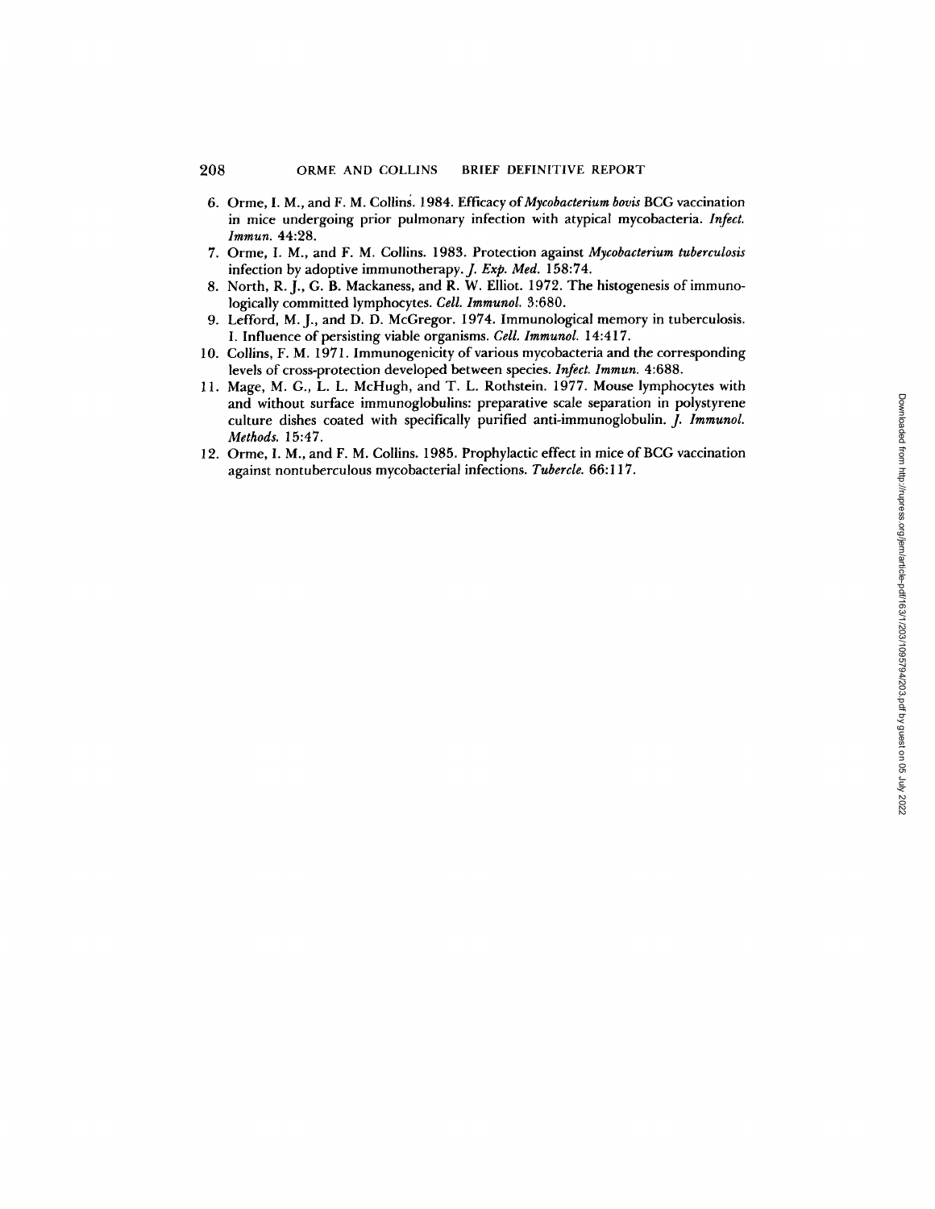6. Orme, I. M., and F. M. Collins. 1984. Efficacy of *Mycobacterium bovis* BCG vaccination in mice undergoing prior pulmonary infection with atypical mycobacteria. *Infect. Immun.* 44:28.
7. Orme, I. M., and F. M. Collins. 1983. Protection against *Mycobacterium tuberculosis* infection by adoptive immunotherapy. *J. Exp. Med.* 158:74.
8. North, R. J., G. B. Mackaness, and R. W. Elliot. 1972. The histogenesis of immunologically committed lymphocytes. *Cell. Immunol.* 3:680.
9. Lefford, M. J., and D. D. McGregor. 1974. Immunological memory in tuberculosis. I. Influence of persisting viable organisms. *Cell. Immunol.* 14:417.
10. Collins, F. M. 1971. Immunogenicity of various mycobacteria and the corresponding levels of cross-protection developed between species. *Infect. Immun.* 4:688.
11. Mage, M. G., L. L. McHugh, and T. L. Rothstein. 1977. Mouse lymphocytes with and without surface immunoglobulins: preparative scale separation in polystyrene culture dishes coated with specifically purified anti-immunoglobulin. *J. Immunol. Methods.* 15:47.
12. Orme, I. M., and F. M. Collins. 1985. Prophylactic effect in mice of BCG vaccination against nontuberculous mycobacterial infections. *Tubercle.* 66:117.